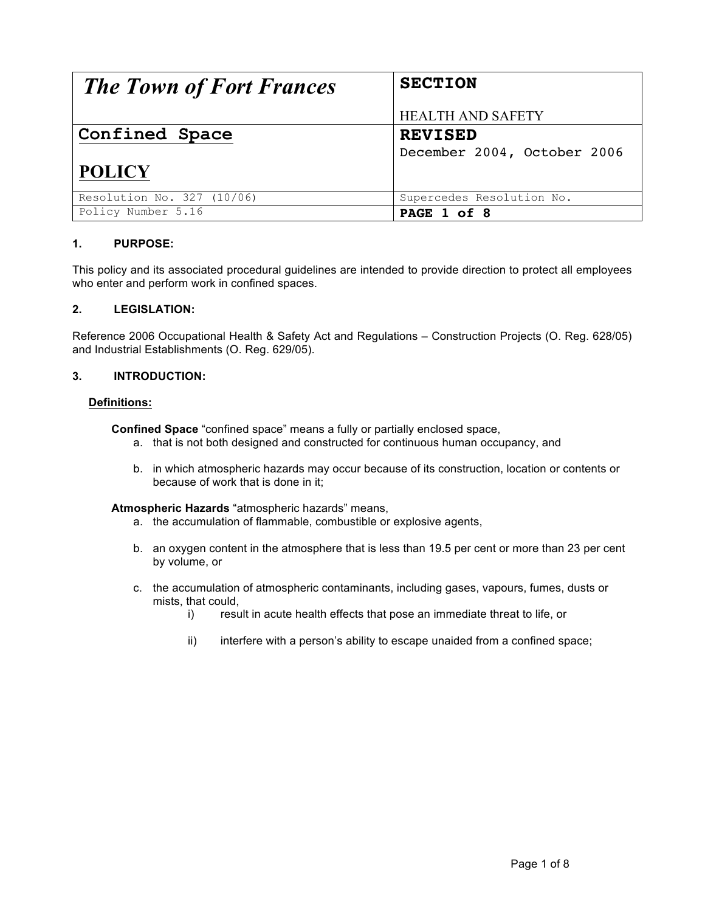| *The Town of Fort Frances* | **SECTION**<br><br>HEALTH AND SAFETY |
|---|---|
| **Confined Space**<br><br>**POLICY** | **REVISED**<br>December 2004, October 2006 |
| Resolution No. 327 (10/06) | Supercedes Resolution No. |
| Policy Number 5.16 | **PAGE 1 of 8** |

#### 1. PURPOSE:

This policy and its associated procedural guidelines are intended to provide direction to protect all employees who enter and perform work in confined spaces.

#### 2. LEGISLATION:

Reference 2006 Occupational Health & Safety Act and Regulations – Construction Projects (O. Reg. 628/05) and Industrial Establishments (O. Reg. 629/05).

#### 3. INTRODUCTION:

**Definitions:**

**Confined Space** "confined space" means a fully or partially enclosed space,

a. that is not both designed and constructed for continuous human occupancy, and

b. in which atmospheric hazards may occur because of its construction, location or contents or because of work that is done in it;

**Atmospheric Hazards** "atmospheric hazards" means,

a. the accumulation of flammable, combustible or explosive agents,

b. an oxygen content in the atmosphere that is less than 19.5 per cent or more than 23 per cent by volume, or

c. the accumulation of atmospheric contaminants, including gases, vapours, fumes, dusts or mists, that could,

   i) result in acute health effects that pose an immediate threat to life, or

   ii) interfere with a person's ability to escape unaided from a confined space;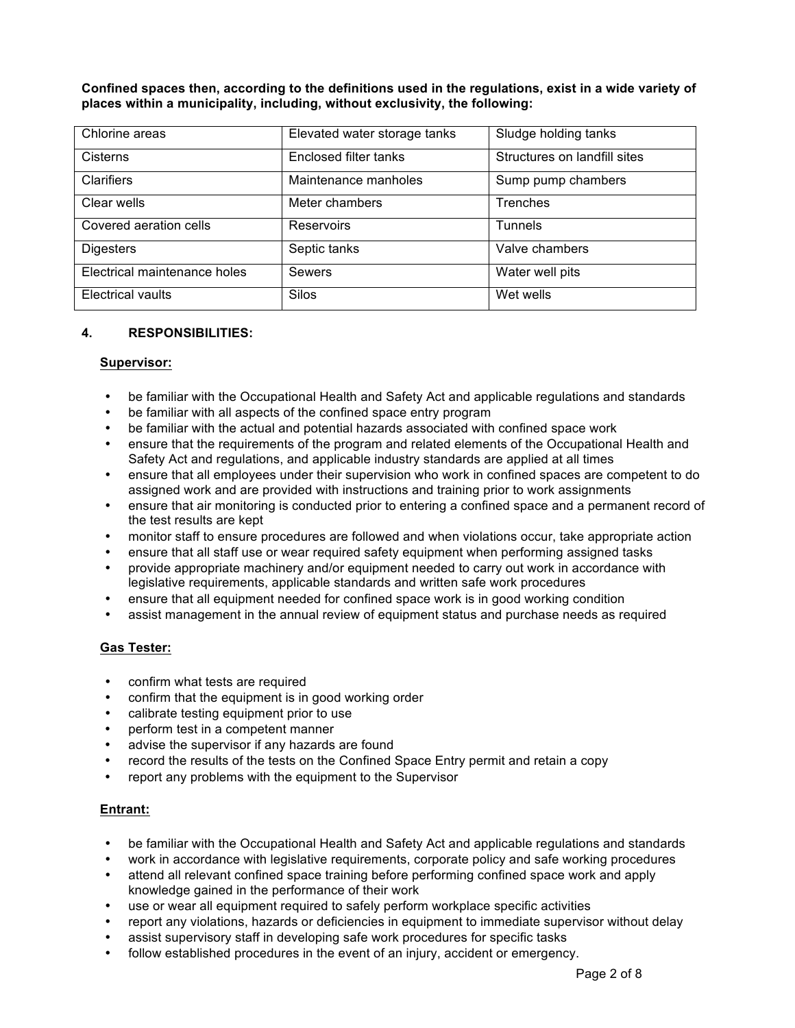**Confined spaces then, according to the definitions used in the regulations, exist in a wide variety of places within a municipality, including, without exclusivity, the following:**

| | | |
|---|---|---|
| Chlorine areas | Elevated water storage tanks | Sludge holding tanks |
| Cisterns | Enclosed filter tanks | Structures on landfill sites |
| Clarifiers | Maintenance manholes | Sump pump chambers |
| Clear wells | Meter chambers | Trenches |
| Covered aeration cells | Reservoirs | Tunnels |
| Digesters | Septic tanks | Valve chambers |
| Electrical maintenance holes | Sewers | Water well pits |
| Electrical vaults | Silos | Wet wells |

## 4. RESPONSIBILITIES:

### Supervisor:

- be familiar with the Occupational Health and Safety Act and applicable regulations and standards
- be familiar with all aspects of the confined space entry program
- be familiar with the actual and potential hazards associated with confined space work
- ensure that the requirements of the program and related elements of the Occupational Health and Safety Act and regulations, and applicable industry standards are applied at all times
- ensure that all employees under their supervision who work in confined spaces are competent to do assigned work and are provided with instructions and training prior to work assignments
- ensure that air monitoring is conducted prior to entering a confined space and a permanent record of the test results are kept
- monitor staff to ensure procedures are followed and when violations occur, take appropriate action
- ensure that all staff use or wear required safety equipment when performing assigned tasks
- provide appropriate machinery and/or equipment needed to carry out work in accordance with legislative requirements, applicable standards and written safe work procedures
- ensure that all equipment needed for confined space work is in good working condition
- assist management in the annual review of equipment status and purchase needs as required

### Gas Tester:

- confirm what tests are required
- confirm that the equipment is in good working order
- calibrate testing equipment prior to use
- perform test in a competent manner
- advise the supervisor if any hazards are found
- record the results of the tests on the Confined Space Entry permit and retain a copy
- report any problems with the equipment to the Supervisor

### Entrant:

- be familiar with the Occupational Health and Safety Act and applicable regulations and standards
- work in accordance with legislative requirements, corporate policy and safe working procedures
- attend all relevant confined space training before performing confined space work and apply knowledge gained in the performance of their work
- use or wear all equipment required to safely perform workplace specific activities
- report any violations, hazards or deficiencies in equipment to immediate supervisor without delay
- assist supervisory staff in developing safe work procedures for specific tasks
- follow established procedures in the event of an injury, accident or emergency.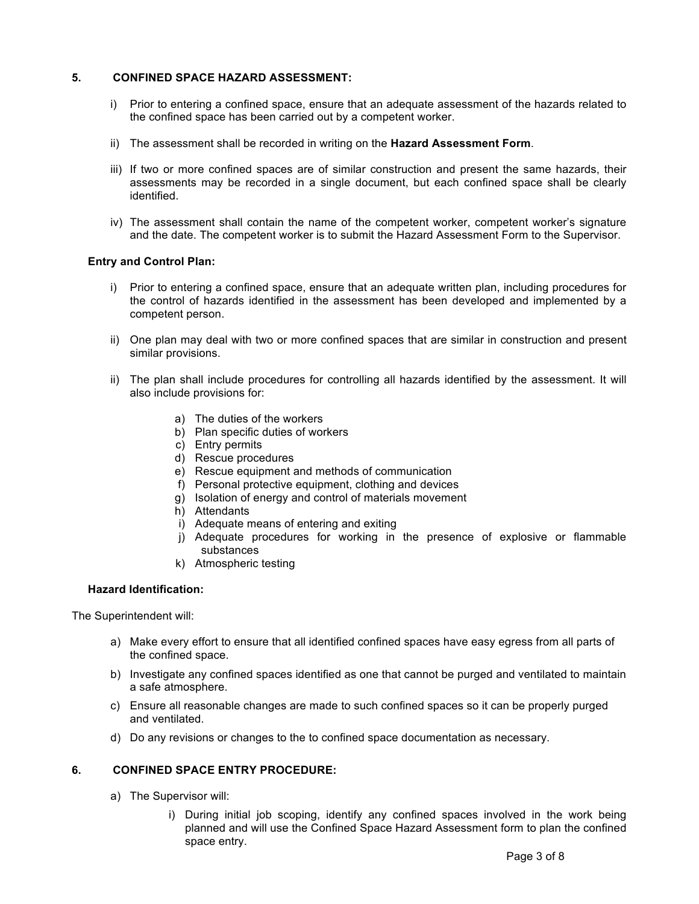## 5. CONFINED SPACE HAZARD ASSESSMENT:

i) Prior to entering a confined space, ensure that an adequate assessment of the hazards related to the confined space has been carried out by a competent worker.

ii) The assessment shall be recorded in writing on the **Hazard Assessment Form**.

iii) If two or more confined spaces are of similar construction and present the same hazards, their assessments may be recorded in a single document, but each confined space shall be clearly identified.

iv) The assessment shall contain the name of the competent worker, competent worker's signature and the date. The competent worker is to submit the Hazard Assessment Form to the Supervisor.

### Entry and Control Plan:

i) Prior to entering a confined space, ensure that an adequate written plan, including procedures for the control of hazards identified in the assessment has been developed and implemented by a competent person.

ii) One plan may deal with two or more confined spaces that are similar in construction and present similar provisions.

ii) The plan shall include procedures for controlling all hazards identified by the assessment. It will also include provisions for:

a) The duties of the workers
b) Plan specific duties of workers
c) Entry permits
d) Rescue procedures
e) Rescue equipment and methods of communication
f) Personal protective equipment, clothing and devices
g) Isolation of energy and control of materials movement
h) Attendants
i) Adequate means of entering and exiting
j) Adequate procedures for working in the presence of explosive or flammable substances
k) Atmospheric testing

### Hazard Identification:

The Superintendent will:

a) Make every effort to ensure that all identified confined spaces have easy egress from all parts of the confined space.
b) Investigate any confined spaces identified as one that cannot be purged and ventilated to maintain a safe atmosphere.
c) Ensure all reasonable changes are made to such confined spaces so it can be properly purged and ventilated.
d) Do any revisions or changes to the to confined space documentation as necessary.

## 6. CONFINED SPACE ENTRY PROCEDURE:

a) The Supervisor will:

i) During initial job scoping, identify any confined spaces involved in the work being planned and will use the Confined Space Hazard Assessment form to plan the confined space entry.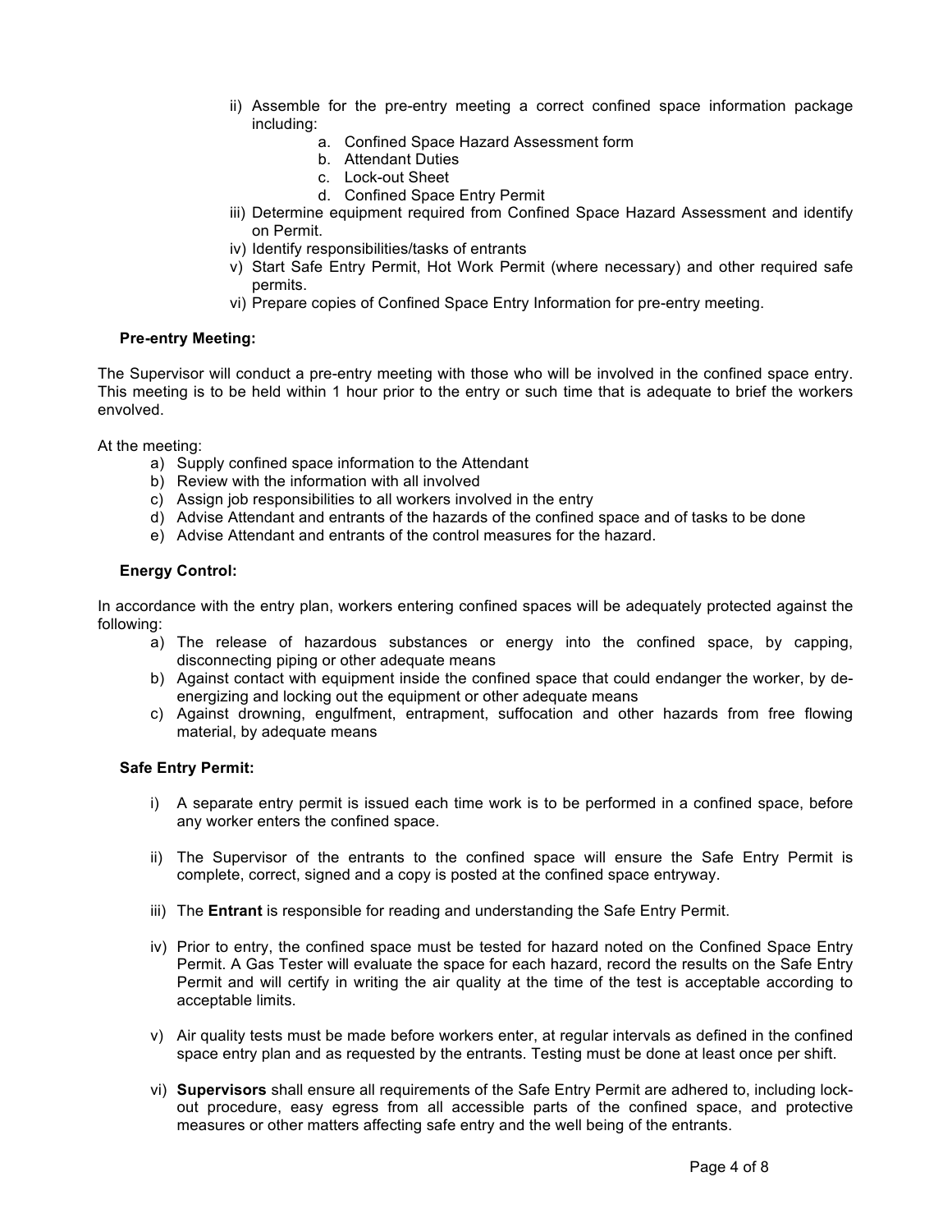ii) Assemble for the pre-entry meeting a correct confined space information package including:
    a. Confined Space Hazard Assessment form
    b. Attendant Duties
    c. Lock-out Sheet
    d. Confined Space Entry Permit

iii) Determine equipment required from Confined Space Hazard Assessment and identify on Permit.

iv) Identify responsibilities/tasks of entrants

v) Start Safe Entry Permit, Hot Work Permit (where necessary) and other required safe permits.

vi) Prepare copies of Confined Space Entry Information for pre-entry meeting.

**Pre-entry Meeting:**

The Supervisor will conduct a pre-entry meeting with those who will be involved in the confined space entry. This meeting is to be held within 1 hour prior to the entry or such time that is adequate to brief the workers envolved.

At the meeting:

a) Supply confined space information to the Attendant
b) Review with the information with all involved
c) Assign job responsibilities to all workers involved in the entry
d) Advise Attendant and entrants of the hazards of the confined space and of tasks to be done
e) Advise Attendant and entrants of the control measures for the hazard.

**Energy Control:**

In accordance with the entry plan, workers entering confined spaces will be adequately protected against the following:

a) The release of hazardous substances or energy into the confined space, by capping, disconnecting piping or other adequate means
b) Against contact with equipment inside the confined space that could endanger the worker, by de-energizing and locking out the equipment or other adequate means
c) Against drowning, engulfment, entrapment, suffocation and other hazards from free flowing material, by adequate means

**Safe Entry Permit:**

i) A separate entry permit is issued each time work is to be performed in a confined space, before any worker enters the confined space.

ii) The Supervisor of the entrants to the confined space will ensure the Safe Entry Permit is complete, correct, signed and a copy is posted at the confined space entryway.

iii) The **Entrant** is responsible for reading and understanding the Safe Entry Permit.

iv) Prior to entry, the confined space must be tested for hazard noted on the Confined Space Entry Permit. A Gas Tester will evaluate the space for each hazard, record the results on the Safe Entry Permit and will certify in writing the air quality at the time of the test is acceptable according to acceptable limits.

v) Air quality tests must be made before workers enter, at regular intervals as defined in the confined space entry plan and as requested by the entrants. Testing must be done at least once per shift.

vi) **Supervisors** shall ensure all requirements of the Safe Entry Permit are adhered to, including lock-out procedure, easy egress from all accessible parts of the confined space, and protective measures or other matters affecting safe entry and the well being of the entrants.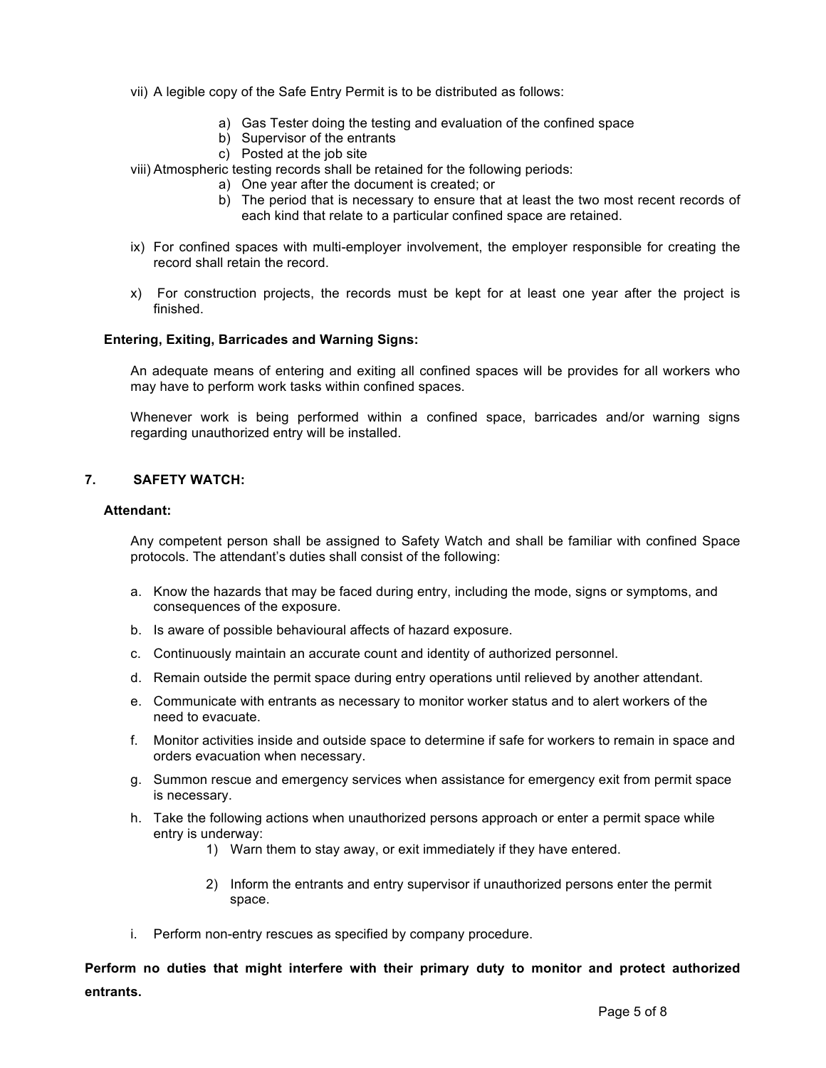vii) A legible copy of the Safe Entry Permit is to be distributed as follows:

   a) Gas Tester doing the testing and evaluation of the confined space
   b) Supervisor of the entrants
   c) Posted at the job site

viii) Atmospheric testing records shall be retained for the following periods:

   a) One year after the document is created; or
   b) The period that is necessary to ensure that at least the two most recent records of each kind that relate to a particular confined space are retained.

ix) For confined spaces with multi-employer involvement, the employer responsible for creating the record shall retain the record.

x) For construction projects, the records must be kept for at least one year after the project is finished.

**Entering, Exiting, Barricades and Warning Signs:**

An adequate means of entering and exiting all confined spaces will be provides for all workers who may have to perform work tasks within confined spaces.

Whenever work is being performed within a confined space, barricades and/or warning signs regarding unauthorized entry will be installed.

## 7. SAFETY WATCH:

**Attendant:**

Any competent person shall be assigned to Safety Watch and shall be familiar with confined Space protocols. The attendant's duties shall consist of the following:

a. Know the hazards that may be faced during entry, including the mode, signs or symptoms, and consequences of the exposure.
b. Is aware of possible behavioural affects of hazard exposure.
c. Continuously maintain an accurate count and identity of authorized personnel.
d. Remain outside the permit space during entry operations until relieved by another attendant.
e. Communicate with entrants as necessary to monitor worker status and to alert workers of the need to evacuate.
f. Monitor activities inside and outside space to determine if safe for workers to remain in space and orders evacuation when necessary.
g. Summon rescue and emergency services when assistance for emergency exit from permit space is necessary.
h. Take the following actions when unauthorized persons approach or enter a permit space while entry is underway:
   1) Warn them to stay away, or exit immediately if they have entered.
   2) Inform the entrants and entry supervisor if unauthorized persons enter the permit space.
i. Perform non-entry rescues as specified by company procedure.

**Perform no duties that might interfere with their primary duty to monitor and protect authorized entrants.**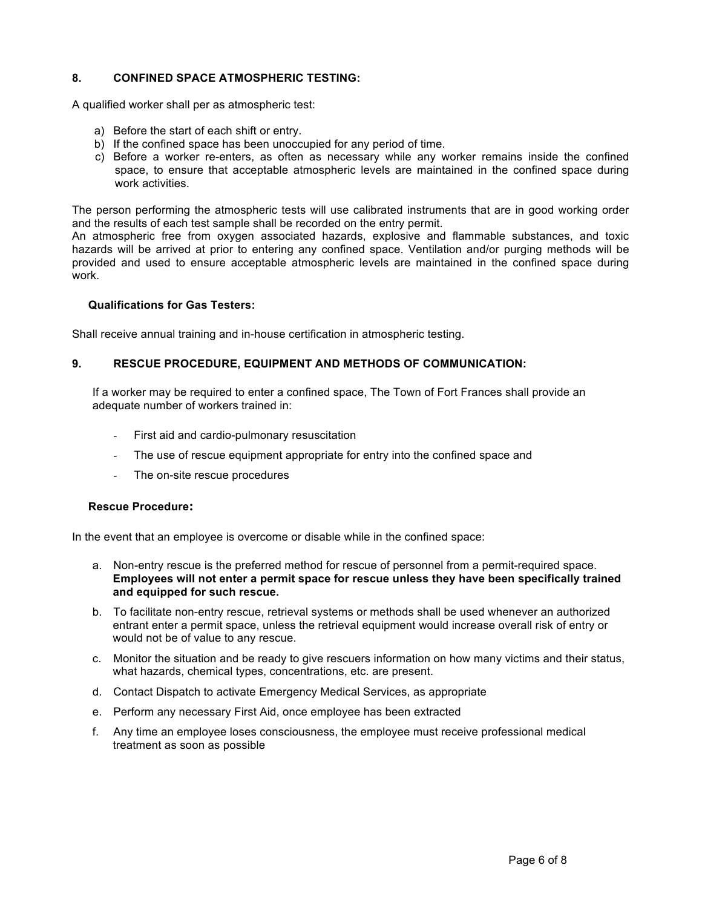## 8. CONFINED SPACE ATMOSPHERIC TESTING:

A qualified worker shall per as atmospheric test:

a) Before the start of each shift or entry.
b) If the confined space has been unoccupied for any period of time.
c) Before a worker re-enters, as often as necessary while any worker remains inside the confined space, to ensure that acceptable atmospheric levels are maintained in the confined space during work activities.

The person performing the atmospheric tests will use calibrated instruments that are in good working order and the results of each test sample shall be recorded on the entry permit.
An atmospheric free from oxygen associated hazards, explosive and flammable substances, and toxic hazards will be arrived at prior to entering any confined space. Ventilation and/or purging methods will be provided and used to ensure acceptable atmospheric levels are maintained in the confined space during work.

### Qualifications for Gas Testers:

Shall receive annual training and in-house certification in atmospheric testing.

## 9. RESCUE PROCEDURE, EQUIPMENT AND METHODS OF COMMUNICATION:

If a worker may be required to enter a confined space, The Town of Fort Frances shall provide an adequate number of workers trained in:

- First aid and cardio-pulmonary resuscitation
- The use of rescue equipment appropriate for entry into the confined space and
- The on-site rescue procedures

### Rescue Procedure:

In the event that an employee is overcome or disable while in the confined space:

a. Non-entry rescue is the preferred method for rescue of personnel from a permit-required space. **Employees will not enter a permit space for rescue unless they have been specifically trained and equipped for such rescue.**
b. To facilitate non-entry rescue, retrieval systems or methods shall be used whenever an authorized entrant enter a permit space, unless the retrieval equipment would increase overall risk of entry or would not be of value to any rescue.
c. Monitor the situation and be ready to give rescuers information on how many victims and their status, what hazards, chemical types, concentrations, etc. are present.
d. Contact Dispatch to activate Emergency Medical Services, as appropriate
e. Perform any necessary First Aid, once employee has been extracted
f. Any time an employee loses consciousness, the employee must receive professional medical treatment as soon as possible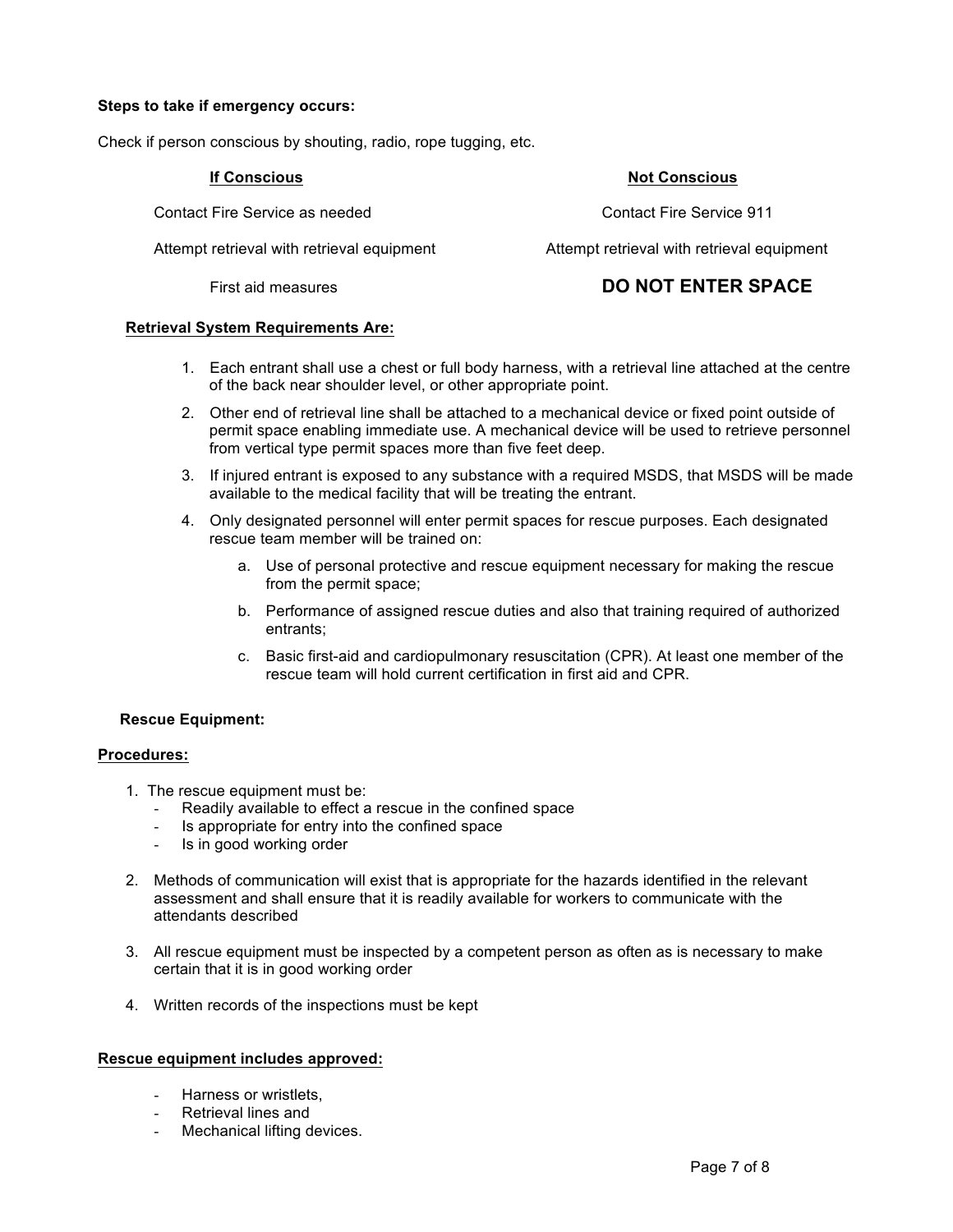**Steps to take if emergency occurs:**

Check if person conscious by shouting, radio, rope tugging, etc.

| If Conscious | Not Conscious |
|---|---|
| Contact Fire Service as needed | Contact Fire Service 911 |
| Attempt retrieval with retrieval equipment | Attempt retrieval with retrieval equipment |
| First aid measures | **DO NOT ENTER SPACE** |

**Retrieval System Requirements Are:**

1. Each entrant shall use a chest or full body harness, with a retrieval line attached at the centre of the back near shoulder level, or other appropriate point.
2. Other end of retrieval line shall be attached to a mechanical device or fixed point outside of permit space enabling immediate use. A mechanical device will be used to retrieve personnel from vertical type permit spaces more than five feet deep.
3. If injured entrant is exposed to any substance with a required MSDS, that MSDS will be made available to the medical facility that will be treating the entrant.
4. Only designated personnel will enter permit spaces for rescue purposes. Each designated rescue team member will be trained on:
   a. Use of personal protective and rescue equipment necessary for making the rescue from the permit space;
   b. Performance of assigned rescue duties and also that training required of authorized entrants;
   c. Basic first-aid and cardiopulmonary resuscitation (CPR). At least one member of the rescue team will hold current certification in first aid and CPR.

**Rescue Equipment:**

**Procedures:**

1. The rescue equipment must be:
   - Readily available to effect a rescue in the confined space
   - Is appropriate for entry into the confined space
   - Is in good working order
2. Methods of communication will exist that is appropriate for the hazards identified in the relevant assessment and shall ensure that it is readily available for workers to communicate with the attendants described
3. All rescue equipment must be inspected by a competent person as often as is necessary to make certain that it is in good working order
4. Written records of the inspections must be kept

**Rescue equipment includes approved:**

- Harness or wristlets,
- Retrieval lines and
- Mechanical lifting devices.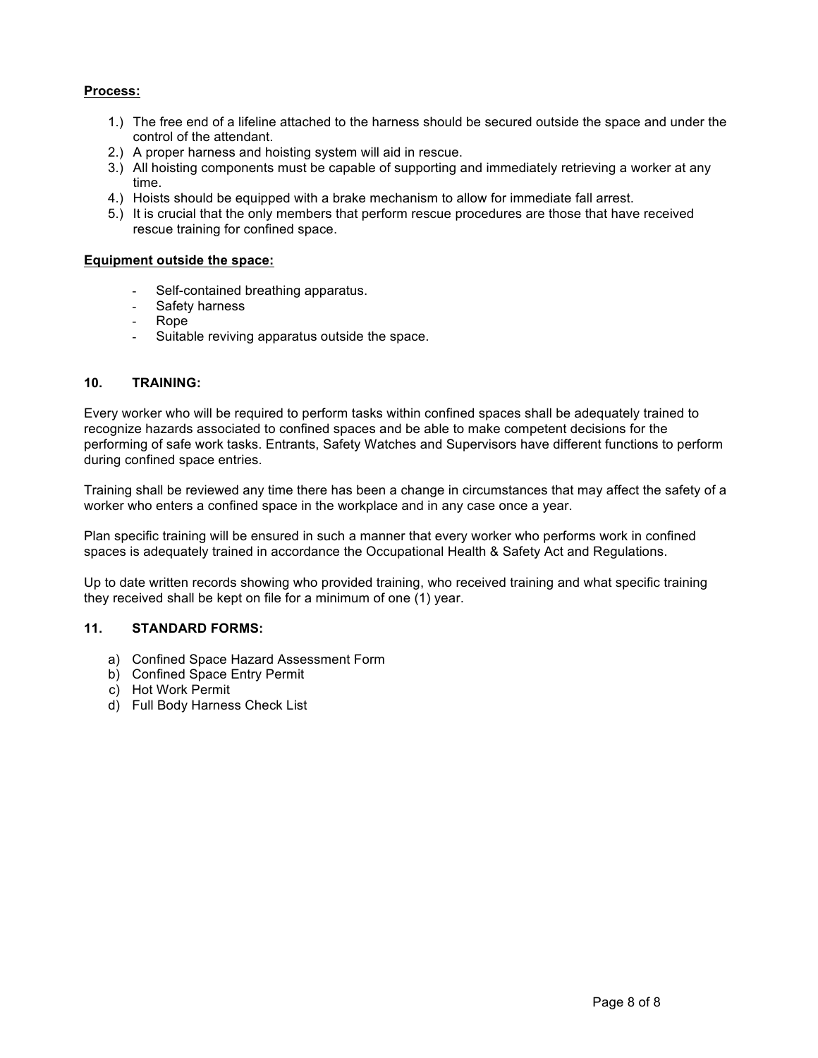**Process:**

1.) The free end of a lifeline attached to the harness should be secured outside the space and under the control of the attendant.
2.) A proper harness and hoisting system will aid in rescue.
3.) All hoisting components must be capable of supporting and immediately retrieving a worker at any time.
4.) Hoists should be equipped with a brake mechanism to allow for immediate fall arrest.
5.) It is crucial that the only members that perform rescue procedures are those that have received rescue training for confined space.

**Equipment outside the space:**

- Self-contained breathing apparatus.
- Safety harness
- Rope
- Suitable reviving apparatus outside the space.

## 10. TRAINING:

Every worker who will be required to perform tasks within confined spaces shall be adequately trained to recognize hazards associated to confined spaces and be able to make competent decisions for the performing of safe work tasks. Entrants, Safety Watches and Supervisors have different functions to perform during confined space entries.

Training shall be reviewed any time there has been a change in circumstances that may affect the safety of a worker who enters a confined space in the workplace and in any case once a year.

Plan specific training will be ensured in such a manner that every worker who performs work in confined spaces is adequately trained in accordance the Occupational Health & Safety Act and Regulations.

Up to date written records showing who provided training, who received training and what specific training they received shall be kept on file for a minimum of one (1) year.

## 11. STANDARD FORMS:

a) Confined Space Hazard Assessment Form
b) Confined Space Entry Permit
c) Hot Work Permit
d) Full Body Harness Check List